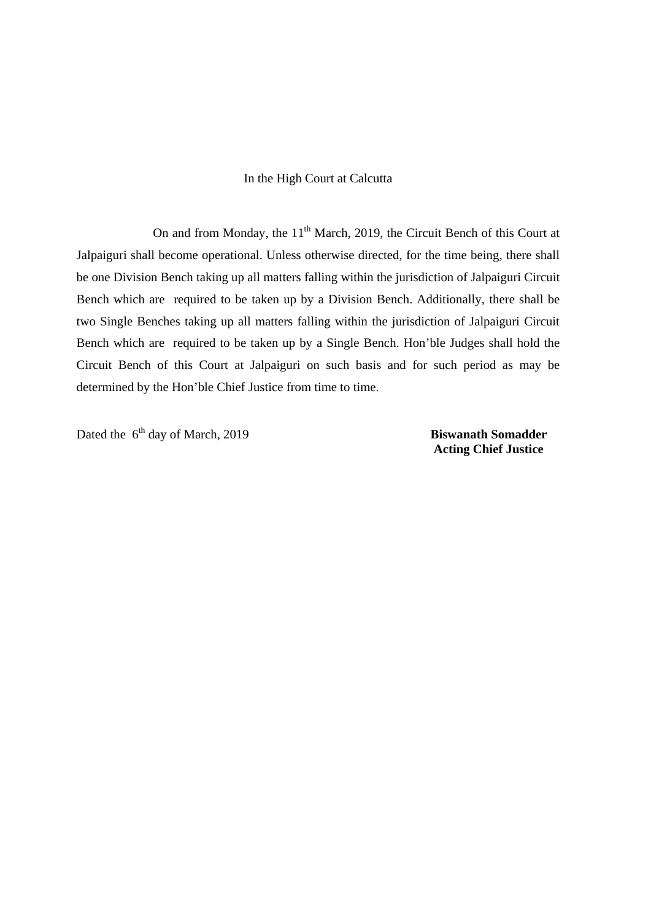In the High Court at Calcutta

On and from Monday, the 11th March, 2019, the Circuit Bench of this Court at Jalpaiguri shall become operational. Unless otherwise directed, for the time being, there shall be one Division Bench taking up all matters falling within the jurisdiction of Jalpaiguri Circuit Bench which are required to be taken up by a Division Bench. Additionally, there shall be two Single Benches taking up all matters falling within the jurisdiction of Jalpaiguri Circuit Bench which are required to be taken up by a Single Bench. Hon'ble Judges shall hold the Circuit Bench of this Court at Jalpaiguri on such basis and for such period as may be determined by the Hon'ble Chief Justice from time to time.

Dated the 6th day of March, 2019

**Biswanath Somadder**
**Acting Chief Justice**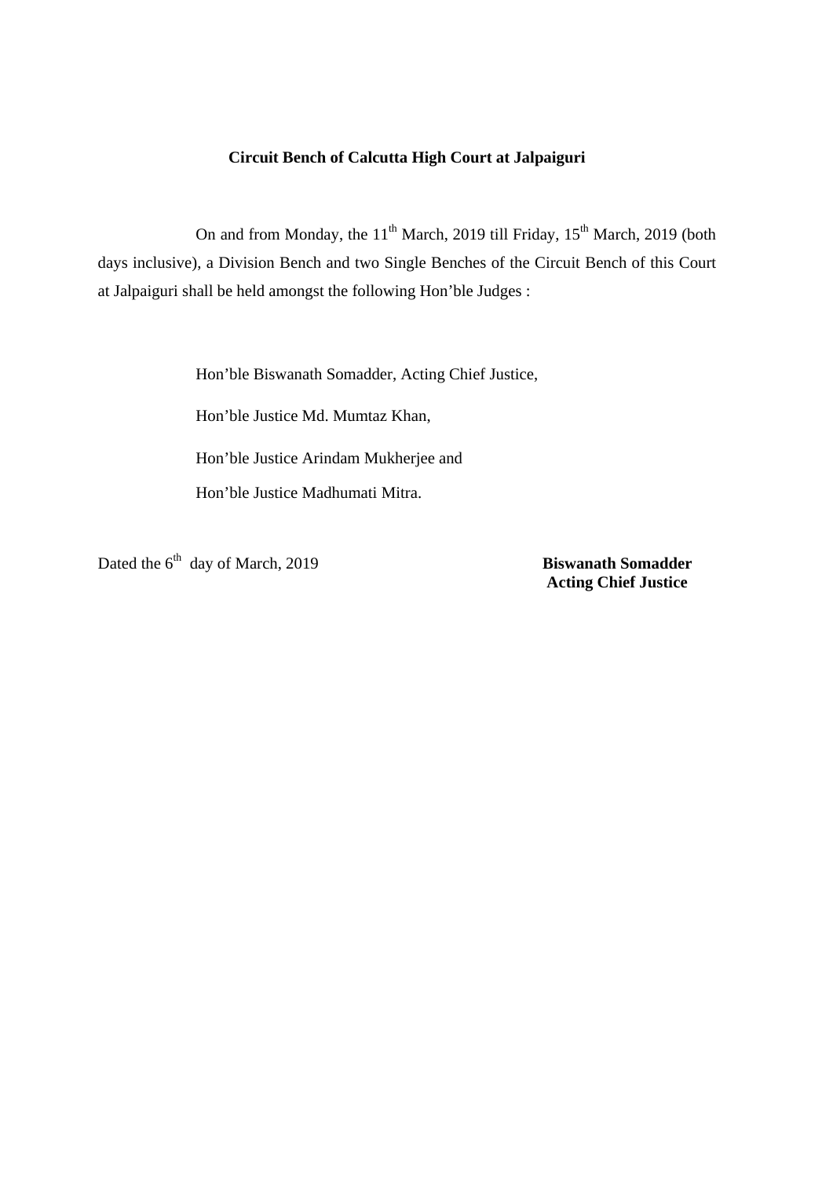**Circuit Bench of Calcutta High Court at Jalpaiguri**

On and from Monday, the 11th March, 2019 till Friday, 15th March, 2019 (both days inclusive), a Division Bench and two Single Benches of the Circuit Bench of this Court at Jalpaiguri shall be held amongst the following Hon'ble Judges :

Hon'ble Biswanath Somadder, Acting Chief Justice,

Hon'ble Justice Md. Mumtaz Khan,

Hon'ble Justice Arindam Mukherjee and

Hon'ble Justice Madhumati Mitra.

Dated the 6th day of March, 2019

**Biswanath Somadder**
**Acting Chief Justice**